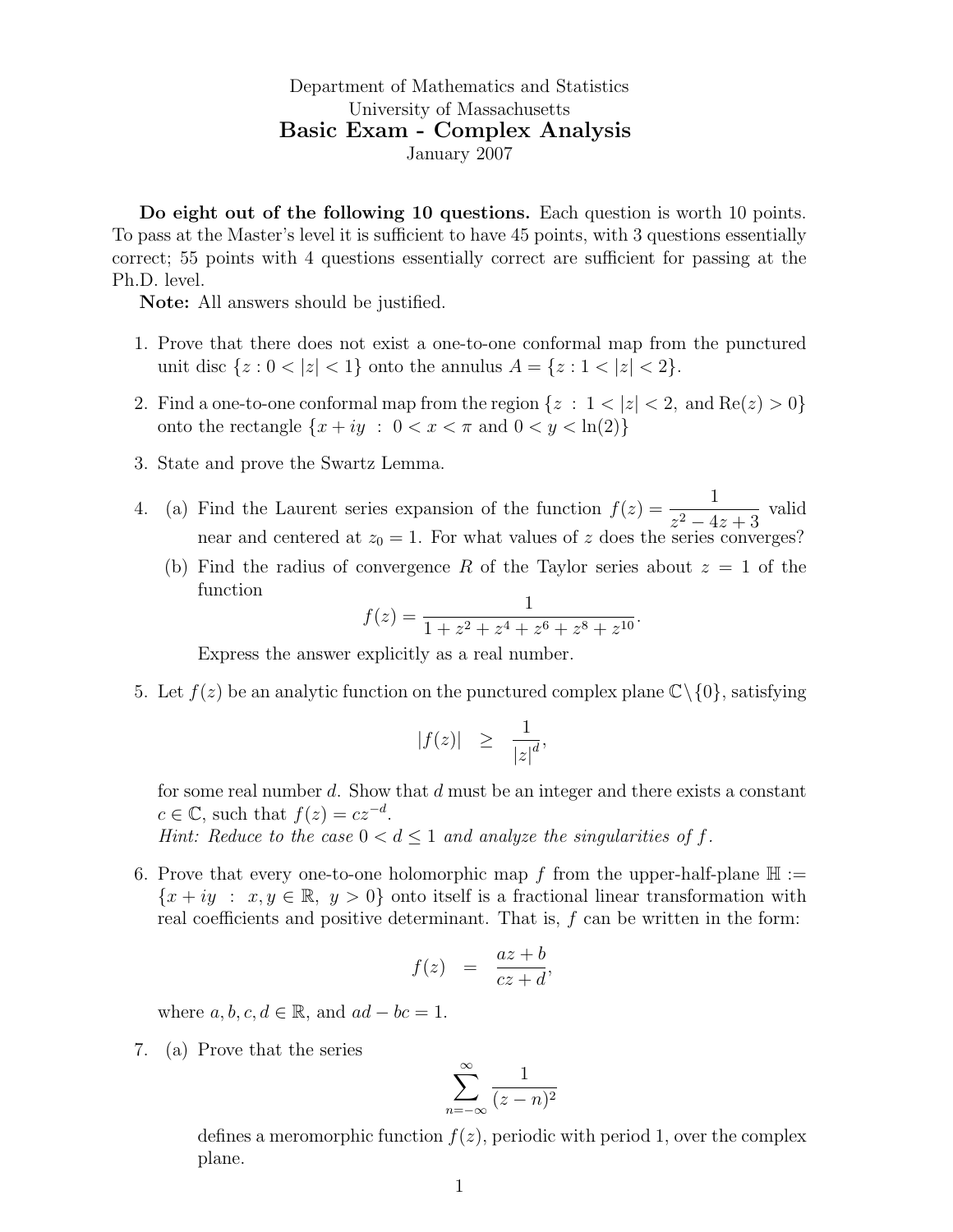Department of Mathematics and Statistics
University of Massachusetts

# Basic Exam - Complex Analysis

January 2007

**Do eight out of the following 10 questions.** Each question is worth 10 points. To pass at the Master's level it is sufficient to have 45 points, with 3 questions essentially correct; 55 points with 4 questions essentially correct are sufficient for passing at the Ph.D. level.

**Note:** All answers should be justified.

1. Prove that there does not exist a one-to-one conformal map from the punctured unit disc $\{z : 0 < |z| < 1\}$ onto the annulus $A = \{z : 1 < |z| < 2\}$.

2. Find a one-to-one conformal map from the region $\{z \ : \ 1 < |z| < 2, \text{ and } \mathrm{Re}(z) > 0\}$ onto the rectangle $\{x + iy \ : \ 0 < x < \pi \text{ and } 0 < y < \ln(2)\}$

3. State and prove the Swartz Lemma.

4. (a) Find the Laurent series expansion of the function $f(z) = \dfrac{1}{z^2 - 4z + 3}$ valid near and centered at $z_0 = 1$. For what values of $z$ does the series converges?

   (b) Find the radius of convergence $R$ of the Taylor series about $z = 1$ of the function
   $$f(z) = \frac{1}{1 + z^2 + z^4 + z^6 + z^8 + z^{10}}.$$
   Express the answer explicitly as a real number.

5. Let $f(z)$ be an analytic function on the punctured complex plane $\mathbb{C} \setminus \{0\}$, satisfying
   $$|f(z)| \quad \geq \quad \frac{1}{|z|^d},$$
   for some real number $d$. Show that $d$ must be an integer and there exists a constant $c \in \mathbb{C}$, such that $f(z) = cz^{-d}$.
   *Hint: Reduce to the case $0 < d \leq 1$ and analyze the singularities of $f$.*

6. Prove that every one-to-one holomorphic map $f$ from the upper-half-plane $\mathbb{H} := \{x + iy \ : \ x, y \in \mathbb{R}, \ y > 0\}$ onto itself is a fractional linear transformation with real coefficients and positive determinant. That is, $f$ can be written in the form:
   $$f(z) \quad = \quad \frac{az + b}{cz + d},$$
   where $a, b, c, d \in \mathbb{R}$, and $ad - bc = 1$.

7. (a) Prove that the series
   $$\sum_{n=-\infty}^{\infty} \frac{1}{(z - n)^2}$$
   defines a meromorphic function $f(z)$, periodic with period 1, over the complex plane.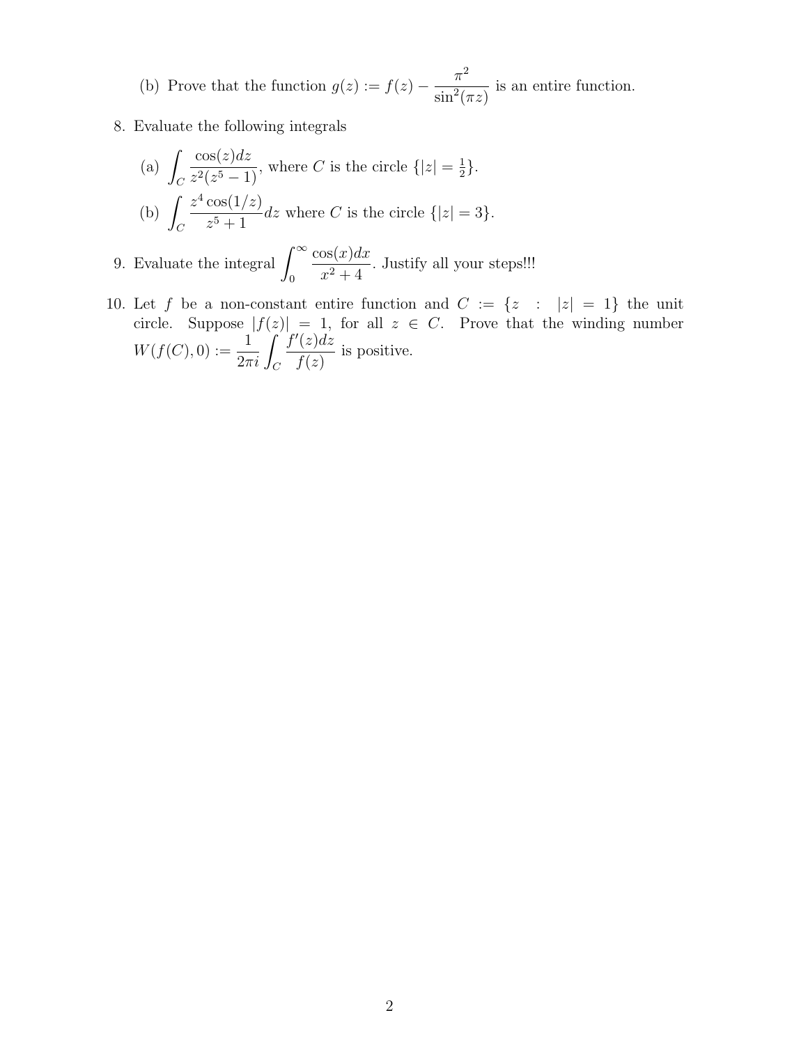(b) Prove that the function $g(z) := f(z) - \dfrac{\pi^2}{\sin^2(\pi z)}$ is an entire function.

8. Evaluate the following integrals

   (a) $\displaystyle\int_C \frac{\cos(z)dz}{z^2(z^5 - 1)}$, where $C$ is the circle $\{|z| = \frac{1}{2}\}$.

   (b) $\displaystyle\int_C \frac{z^4 \cos(1/z)}{z^5 + 1} dz$ where $C$ is the circle $\{|z| = 3\}$.

9. Evaluate the integral $\displaystyle\int_0^\infty \frac{\cos(x)dx}{x^2 + 4}$. Justify all your steps!!!

10. Let $f$ be a non-constant entire function and $C := \{z \ : \ |z| = 1\}$ the unit circle. Suppose $|f(z)| = 1$, for all $z \in C$. Prove that the winding number $W(f(C), 0) := \dfrac{1}{2\pi i} \displaystyle\int_C \frac{f'(z)dz}{f(z)}$ is positive.